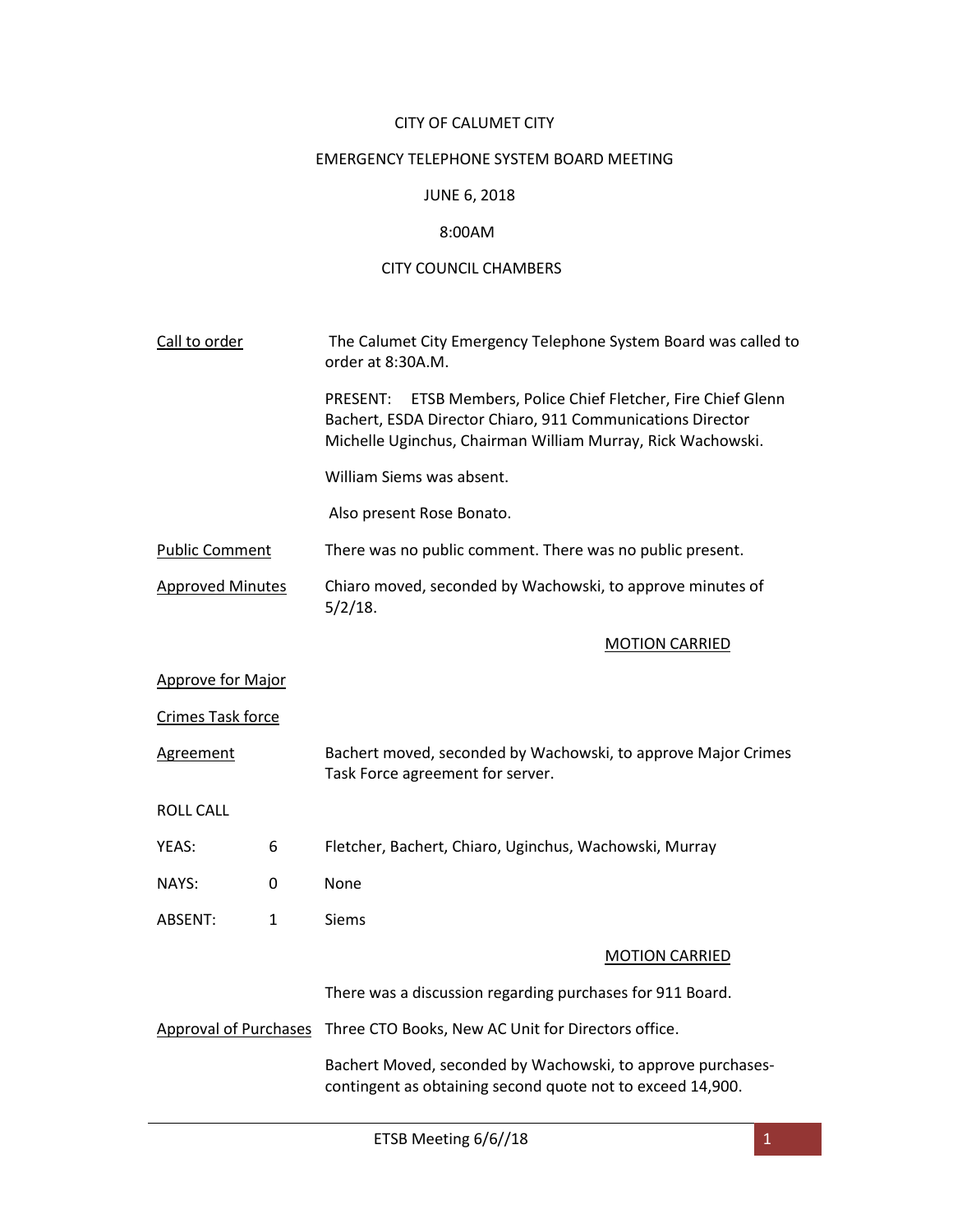CITY OF CALUMET CITY

EMERGENCY TELEPHONE SYSTEM BOARD MEETING

JUNE 6, 2018

8:00AM

CITY COUNCIL CHAMBERS

Call to order

The Calumet City Emergency Telephone System Board was called to order at 8:30A.M.

PRESENT: ETSB Members, Police Chief Fletcher, Fire Chief Glenn Bachert, ESDA Director Chiaro, 911 Communications Director Michelle Uginchus, Chairman William Murray, Rick Wachowski.

William Siems was absent.

Also present Rose Bonato.

Public Comment

There was no public comment. There was no public present.

Approved Minutes

Chiaro moved, seconded by Wachowski, to approve minutes of 5/2/18.

MOTION CARRIED

Approve for Major Crimes Task force Agreement

Bachert moved, seconded by Wachowski, to approve Major Crimes Task Force agreement for server.

ROLL CALL

| | | |
|---|---|---|
| YEAS: | 6 | Fletcher, Bachert, Chiaro, Uginchus, Wachowski, Murray |
| NAYS: | 0 | None |
| ABSENT: | 1 | Siems |

MOTION CARRIED

There was a discussion regarding purchases for 911 Board.

Approval of Purchases

Three CTO Books, New AC Unit for Directors office.

Bachert Moved, seconded by Wachowski, to approve purchases-contingent as obtaining second quote not to exceed 14,900.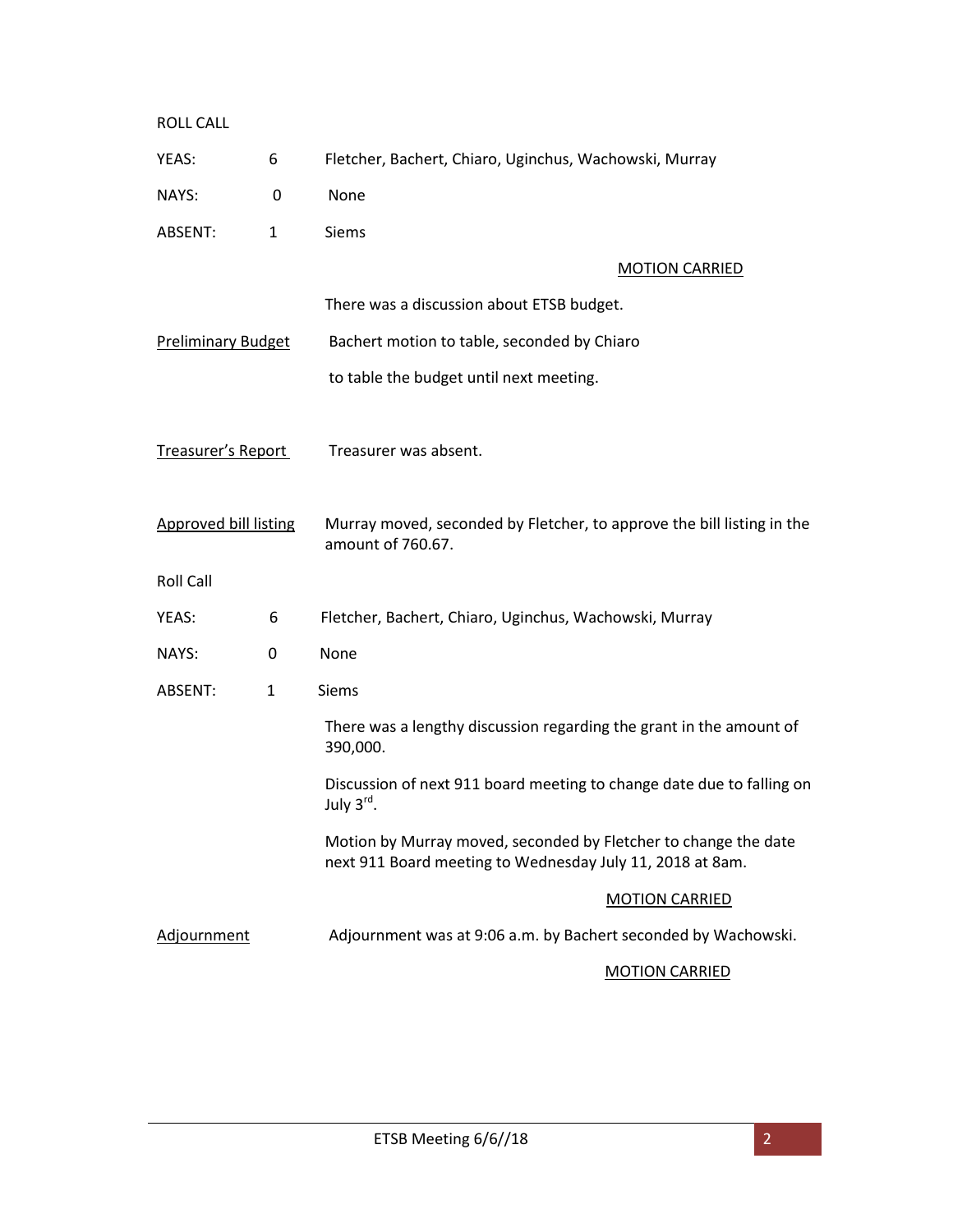ROLL CALL

| | | |
|---|---|---|
| YEAS: | 6 | Fletcher, Bachert, Chiaro, Uginchus, Wachowski, Murray |
| NAYS: | 0 | None |
| ABSENT: | 1 | Siems |

MOTION CARRIED

There was a discussion about ETSB budget.

Preliminary Budget — Bachert motion to table, seconded by Chiaro to table the budget until next meeting.

Treasurer's Report — Treasurer was absent.

Approved bill listing — Murray moved, seconded by Fletcher, to approve the bill listing in the amount of 760.67.

Roll Call

| | | |
|---|---|---|
| YEAS: | 6 | Fletcher, Bachert, Chiaro, Uginchus, Wachowski, Murray |
| NAYS: | 0 | None |
| ABSENT: | 1 | Siems |

There was a lengthy discussion regarding the grant in the amount of 390,000.

Discussion of next 911 board meeting to change date due to falling on July 3rd.

Motion by Murray moved, seconded by Fletcher to change the date next 911 Board meeting to Wednesday July 11, 2018 at 8am.

MOTION CARRIED

Adjournment — Adjournment was at 9:06 a.m. by Bachert seconded by Wachowski.

MOTION CARRIED